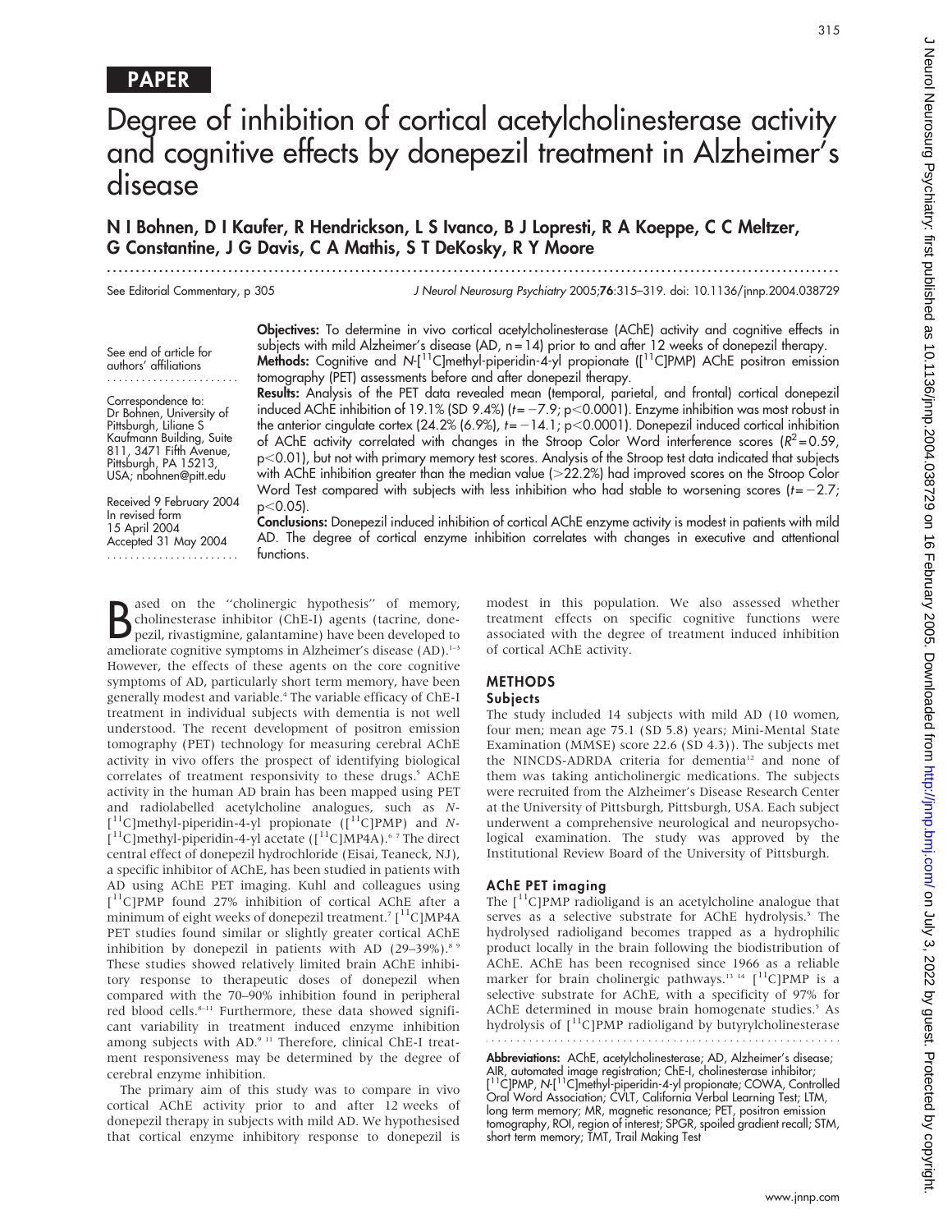PAPER

# Degree of inhibition of cortical acetylcholinesterase activity and cognitive effects by donepezil treatment in Alzheimer's disease

**N I Bohnen, D I Kaufer, R Hendrickson, L S Ivanco, B J Lopresti, R A Koeppe, C C Meltzer, G Constantine, J G Davis, C A Mathis, S T DeKosky, R Y Moore**

See Editorial Commentary, p 305

J Neurol Neurosurg Psychiatry 2005;76:315–319. doi: 10.1136/jnnp.2004.038729

See end of article for authors' affiliations

Correspondence to: Dr Bohnen, University of Pittsburgh, Liliane S Kaufmann Building, Suite 811, 3471 Fifth Avenue, Pittsburgh, PA 15213, USA; nbohnen@pitt.edu

Received 9 February 2004
In revised form 15 April 2004
Accepted 31 May 2004

**Objectives:** To determine in vivo cortical acetylcholinesterase (AChE) activity and cognitive effects in subjects with mild Alzheimer's disease (AD, n = 14) prior to and after 12 weeks of donepezil therapy.

**Methods:** Cognitive and N-[$^{11}$C]methyl-piperidin-4-yl propionate ([$^{11}$C]PMP) AChE positron emission tomography (PET) assessments before and after donepezil therapy.

**Results:** Analysis of the PET data revealed mean (temporal, parietal, and frontal) cortical donepezil induced AChE inhibition of 19.1% (SD 9.4%) ($t = -7.9$; $p<0.0001$). Enzyme inhibition was most robust in the anterior cingulate cortex (24.2% (6.9%), $t = -14.1$; $p<0.0001$). Donepezil induced cortical inhibition of AChE activity correlated with changes in the Stroop Color Word interference scores ($R^2 = 0.59$, $p<0.01$), but not with primary memory test scores. Analysis of the Stroop test data indicated that subjects with AChE inhibition greater than the median value (>22.2%) had improved scores on the Stroop Color Word Test compared with subjects with less inhibition who had stable to worsening scores ($t = -2.7$; $p<0.05$).

**Conclusions:** Donepezil induced inhibition of cortical AChE enzyme activity is modest in patients with mild AD. The degree of cortical enzyme inhibition correlates with changes in executive and attentional functions.

Based on the "cholinergic hypothesis" of memory, cholinesterase inhibitor (ChE-I) agents (tacrine, donepezil, rivastigmine, galantamine) have been developed to ameliorate cognitive symptoms in Alzheimer's disease (AD).[1–3] However, the effects of these agents on the core cognitive symptoms of AD, particularly short term memory, have been generally modest and variable.[4] The variable efficacy of ChE-I treatment in individual subjects with dementia is not well understood. The recent development of positron emission tomography (PET) technology for measuring cerebral AChE activity in vivo offers the prospect of identifying biological correlates of treatment responsivity to these drugs.[5] AChE activity in the human AD brain has been mapped using PET and radiolabelled acetylcholine analogues, such as N-[$^{11}$C]methyl-piperidin-4-yl propionate ([$^{11}$C]PMP) and N-[$^{11}$C]methyl-piperidin-4-yl acetate ([$^{11}$C]MP4A).[6 7] The direct central effect of donepezil hydrochloride (Eisai, Teaneck, NJ), a specific inhibitor of AChE, has been studied in patients with AD using AChE PET imaging. Kuhl and colleagues using [$^{11}$C]PMP found 27% inhibition of cortical AChE after a minimum of eight weeks of donepezil treatment.[7] [$^{11}$C]MP4A PET studies found similar or slightly greater cortical AChE inhibition by donepezil in patients with AD (29–39%).[8 9] These studies showed relatively limited brain AChE inhibitory response to therapeutic doses of donepezil when compared with the 70–90% inhibition found in peripheral red blood cells.[8–11] Furthermore, these data showed significant variability in treatment induced enzyme inhibition among subjects with AD.[9 11] Therefore, clinical ChE-I treatment responsiveness may be determined by the degree of cerebral enzyme inhibition.

The primary aim of this study was to compare in vivo cortical AChE activity prior to and after 12 weeks of donepezil therapy in subjects with mild AD. We hypothesised that cortical enzyme inhibitory response to donepezil is modest in this population. We also assessed whether treatment effects on specific cognitive functions were associated with the degree of treatment induced inhibition of cortical AChE activity.

## METHODS

### Subjects

The study included 14 subjects with mild AD (10 women, four men; mean age 75.1 (SD 5.8) years; Mini-Mental State Examination (MMSE) score 22.6 (SD 4.3)). The subjects met the NINCDS-ADRDA criteria for dementia[12] and none of them was taking anticholinergic medications. The subjects were recruited from the Alzheimer's Disease Research Center at the University of Pittsburgh, Pittsburgh, USA. Each subject underwent a comprehensive neurological and neuropsychological examination. The study was approved by the Institutional Review Board of the University of Pittsburgh.

### AChE PET imaging

The [$^{11}$C]PMP radioligand is an acetylcholine analogue that serves as a selective substrate for AChE hydrolysis.[5] The hydrolysed radioligand becomes trapped as a hydrophilic product locally in the brain following the biodistribution of AChE. AChE has been recognised since 1966 as a reliable marker for brain cholinergic pathways.[13 14] [$^{11}$C]PMP is a selective substrate for AChE, with a specificity of 97% for AChE determined in mouse brain homogenate studies.[5] As hydrolysis of [$^{11}$C]PMP radioligand by butyrylcholinesterase

**Abbreviations:** AChE, acetylcholinesterase; AD, Alzheimer's disease; AIR, automated image registration; ChE-I, cholinesterase inhibitor; [$^{11}$C]PMP, N-[$^{11}$C]methyl-piperidin-4-yl propionate; COWA, Controlled Oral Word Association; CVLT, California Verbal Learning Test; LTM, long term memory; MR, magnetic resonance; PET, positron emission tomography, ROI, region of interest; SPGR, spoiled gradient recall; STM, short term memory; TMT, Trail Making Test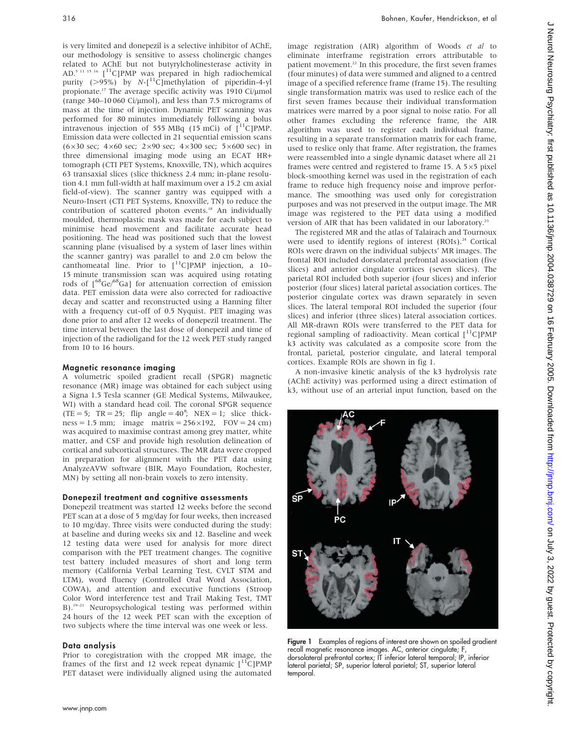is very limited and donepezil is a selective inhibitor of AChE, our methodology is sensitive to assess cholinergic changes related to AChE but not butyrylcholinesterase activity in AD.[5 11 15 16] [$^{11}$C]PMP was prepared in high radiochemical purity (>95%) by *N*-[$^{11}$C]methylation of piperidin-4-yl propionate.[17] The average specific activity was 1910 Ci/μmol (range 340–10 060 Ci/μmol), and less than 7.5 micrograms of mass at the time of injection. Dynamic PET scanning was performed for 80 minutes immediately following a bolus intravenous injection of 555 MBq (15 mCi) of [$^{11}$C]PMP. Emission data were collected in 21 sequential emission scans (6×30 sec; 4×60 sec; 2×90 sec; 4×300 sec; 5×600 sec) in three dimensional imaging mode using an ECAT HR+ tomograph (CTI PET Systems, Knoxville, TN), which acquires 63 transaxial slices (slice thickness 2.4 mm; in-plane resolution 4.1 mm full-width at half maximum over a 15.2 cm axial field-of-view). The scanner gantry was equipped with a Neuro-Insert (CTI PET Systems, Knoxville, TN) to reduce the contribution of scattered photon events.[18] An individually moulded, thermoplastic mask was made for each subject to minimise head movement and facilitate accurate head positioning. The head was positioned such that the lowest scanning plane (visualised by a system of laser lines within the scanner gantry) was parallel to and 2.0 cm below the canthomeatal line. Prior to [$^{11}$C]PMP injection, a 10–15 minute transmission scan was acquired using rotating rods of [$^{68}$Ge/$^{68}$Ga] for attenuation correction of emission data. PET emission data were also corrected for radioactive decay and scatter and reconstructed using a Hanning filter with a frequency cut-off of 0.5 Nyquist. PET imaging was done prior to and after 12 weeks of donepezil treatment. The time interval between the last dose of donepezil and time of injection of the radioligand for the 12 week PET study ranged from 10 to 16 hours.

### Magnetic resonance imaging

A volumetric spoiled gradient recall (SPGR) magnetic resonance (MR) image was obtained for each subject using a Signa 1.5 Tesla scanner (GE Medical Systems, Milwaukee, WI) with a standard head coil. The coronal SPGR sequence (TE = 5; TR = 25; flip angle = 40°; NEX = 1; slice thickness = 1.5 mm; image matrix = 256×192, FOV = 24 cm) was acquired to maximise contrast among grey matter, white matter, and CSF and provide high resolution delineation of cortical and subcortical structures. The MR data were cropped in preparation for alignment with the PET data using AnalyzeAVW software (BIR, Mayo Foundation, Rochester, MN) by setting all non-brain voxels to zero intensity.

### Donepezil treatment and cognitive assessments

Donepezil treatment was started 12 weeks before the second PET scan at a dose of 5 mg/day for four weeks, then increased to 10 mg/day. Three visits were conducted during the study: at baseline and during weeks six and 12. Baseline and week 12 testing data were used for analysis for more direct comparison with the PET treatment changes. The cognitive test battery included measures of short and long term memory (California Verbal Learning Test, CVLT STM and LTM), word fluency (Controlled Oral Word Association, COWA), and attention and executive functions (Stroop Color Word interference test and Trail Making Test, TMT B).[19–21] Neuropsychological testing was performed within 24 hours of the 12 week PET scan with the exception of two subjects where the time interval was one week or less.

### Data analysis

Prior to coregistration with the cropped MR image, the frames of the first and 12 week repeat dynamic [$^{11}$C]PMP PET dataset were individually aligned using the automated image registration (AIR) algorithm of Woods *et al* to eliminate interframe registration errors attributable to patient movement.[22] In this procedure, the first seven frames (four minutes) of data were summed and aligned to a centred image of a specified reference frame (frame 15). The resulting single transformation matrix was used to reslice each of the first seven frames because their individual transformation matrices were marred by a poor signal to noise ratio. For all other frames excluding the reference frame, the AIR algorithm was used to register each individual frame, resulting in a separate transformation matrix for each frame, used to reslice only that frame. After registration, the frames were reassembled into a single dynamic dataset where all 21 frames were centred and registered to frame 15. A 5×5 pixel block-smoothing kernel was used in the registration of each frame to reduce high frequency noise and improve performance. The smoothing was used only for coregistration purposes and was not preserved in the output image. The MR image was registered to the PET data using a modified version of AIR that has been validated in our laboratory.[23]

The registered MR and the atlas of Talairach and Tournoux were used to identify regions of interest (ROIs).[24] Cortical ROIs were drawn on the individual subjects' MR images. The frontal ROI included dorsolateral prefrontal association (five slices) and anterior cingulate cortices (seven slices). The parietal ROI included both superior (four slices) and inferior posterior (four slices) lateral parietal association cortices. The posterior cingulate cortex was drawn separately in seven slices. The lateral temporal ROI included the superior (four slices) and inferior (three slices) lateral association cortices. All MR-drawn ROIs were transferred to the PET data for regional sampling of radioactivity. Mean cortical [$^{11}$C]PMP k3 activity was calculated as a composite score from the frontal, parietal, posterior cingulate, and lateral temporal cortices. Example ROIs are shown in fig 1.

A non-invasive kinetic analysis of the k3 hydrolysis rate (AChE activity) was performed using a direct estimation of k3, without use of an arterial input function, based on the

**Figure 1** Examples of regions of interest are shown on spoiled gradient recall magnetic resonance images. AC, anterior cingulate; F, dorsolateral prefrontal cortex; IT inferior lateral temporal; IP, inferior lateral parietal; SP, superior lateral parietal; ST, superior lateral temporal.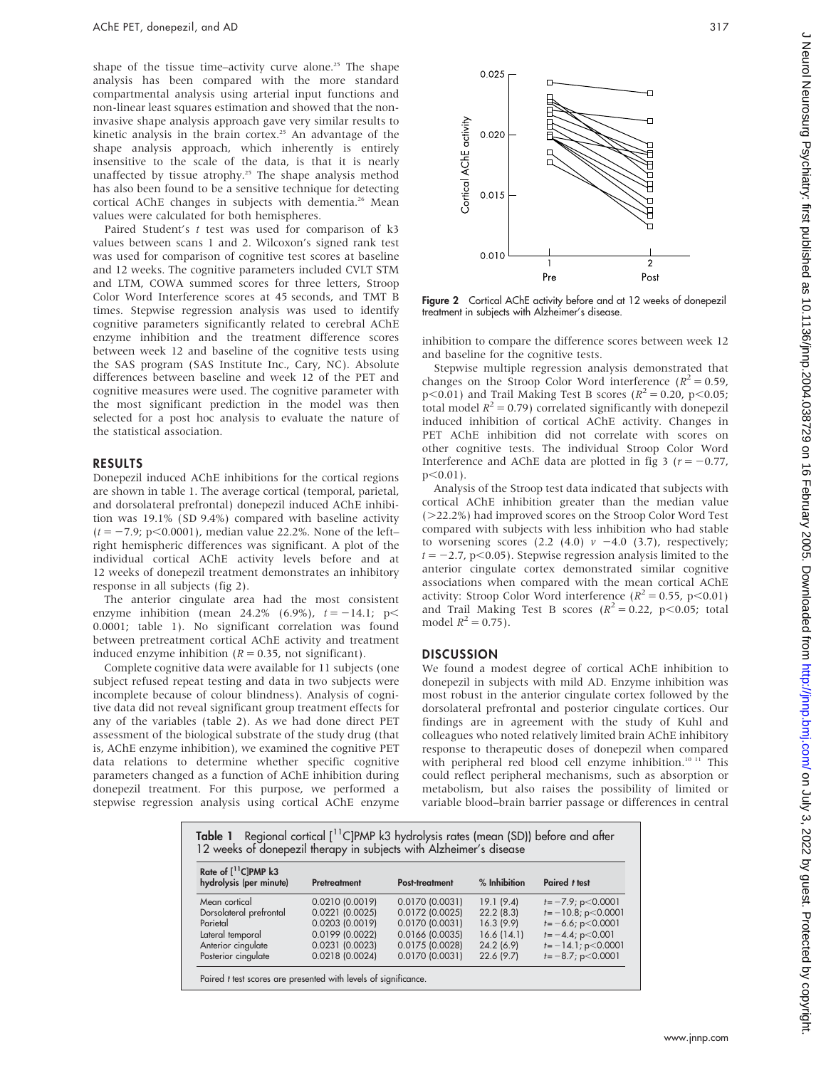shape of the tissue time–activity curve alone.[25] The shape analysis has been compared with the more standard compartmental analysis using arterial input functions and non-linear least squares estimation and showed that the non-invasive shape analysis approach gave very similar results to kinetic analysis in the brain cortex.[25] An advantage of the shape analysis approach, which inherently is entirely insensitive to the scale of the data, is that it is nearly unaffected by tissue atrophy.[25] The shape analysis method has also been found to be a sensitive technique for detecting cortical AChE changes in subjects with dementia.[26] Mean values were calculated for both hemispheres.

Paired Student's $t$ test was used for comparison of k3 values between scans 1 and 2. Wilcoxon's signed rank test was used for comparison of cognitive test scores at baseline and 12 weeks. The cognitive parameters included CVLT STM and LTM, COWA summed scores for three letters, Stroop Color Word Interference scores at 45 seconds, and TMT B times. Stepwise regression analysis was used to identify cognitive parameters significantly related to cerebral AChE enzyme inhibition and the treatment difference scores between week 12 and baseline of the cognitive tests using the SAS program (SAS Institute Inc., Cary, NC). Absolute differences between baseline and week 12 of the PET and cognitive measures were used. The cognitive parameter with the most significant prediction in the model was then selected for a post hoc analysis to evaluate the nature of the statistical association.

## RESULTS

Donepezil induced AChE inhibitions for the cortical regions are shown in table 1. The average cortical (temporal, parietal, and dorsolateral prefrontal) donepezil induced AChE inhibition was 19.1% (SD 9.4%) compared with baseline activity ($t = -7.9$; $p<0.0001$), median value 22.2%. None of the left–right hemispheric differences was significant. A plot of the individual cortical AChE activity levels before and at 12 weeks of donepezil treatment demonstrates an inhibitory response in all subjects (fig 2).

The anterior cingulate area had the most consistent enzyme inhibition (mean 24.2% (6.9%), $t = -14.1$; $p<0.0001$; table 1). No significant correlation was found between pretreatment cortical AChE activity and treatment induced enzyme inhibition ($R = 0.35$, not significant).

Complete cognitive data were available for 11 subjects (one subject refused repeat testing and data in two subjects were incomplete because of colour blindness). Analysis of cognitive data did not reveal significant group treatment effects for any of the variables (table 2). As we had done direct PET assessment of the biological substrate of the study drug (that is, AChE enzyme inhibition), we examined the cognitive PET data relations to determine whether specific cognitive parameters changed as a function of AChE inhibition during donepezil treatment. For this purpose, we performed a stepwise regression analysis using cortical AChE enzyme inhibition to compare the difference scores between week 12 and baseline for the cognitive tests.

Figure 2 Cortical AChE activity before and at 12 weeks of donepezil treatment in subjects with Alzheimer's disease.

Stepwise multiple regression analysis demonstrated that changes on the Stroop Color Word interference ($R^2 = 0.59$, $p<0.01$) and Trail Making Test B scores ($R^2 = 0.20$, $p<0.05$; total model $R^2 = 0.79$) correlated significantly with donepezil induced inhibition of cortical AChE activity. Changes in PET AChE inhibition did not correlate with scores on other cognitive tests. The individual Stroop Color Word Interference and AChE data are plotted in fig 3 ($r = -0.77$, $p<0.01$).

Analysis of the Stroop test data indicated that subjects with cortical AChE inhibition greater than the median value (>22.2%) had improved scores on the Stroop Color Word Test compared with subjects with less inhibition who had stable to worsening scores (2.2 (4.0) *v* −4.0 (3.7), respectively; $t = -2.7$, $p<0.05$). Stepwise regression analysis limited to the anterior cingulate cortex demonstrated similar cognitive associations when compared with the mean cortical AChE activity: Stroop Color Word interference ($R^2 = 0.55$, $p<0.01$) and Trail Making Test B scores ($R^2 = 0.22$, $p<0.05$; total model $R^2 = 0.75$).

## DISCUSSION

We found a modest degree of cortical AChE inhibition to donepezil in subjects with mild AD. Enzyme inhibition was most robust in the anterior cingulate cortex followed by the dorsolateral prefrontal and posterior cingulate cortices. Our findings are in agreement with the study of Kuhl and colleagues who noted relatively limited brain AChE inhibitory response to therapeutic doses of donepezil when compared with peripheral red blood cell enzyme inhibition.[10 11] This could reflect peripheral mechanisms, such as absorption or metabolism, but also raises the possibility of limited or variable blood–brain barrier passage or differences in central

**Table 1** Regional cortical [$^{11}$C]PMP k3 hydrolysis rates (mean (SD)) before and after 12 weeks of donepezil therapy in subjects with Alzheimer's disease

| Rate of [$^{11}$C]PMP k3 hydrolysis (per minute) | Pretreatment | Post-treatment | % Inhibition | Paired $t$ test |
|---|---|---|---|---|
| Mean cortical | 0.0210 (0.0019) | 0.0170 (0.0031) | 19.1 (9.4) | $t=-7.9$; $p<0.0001$ |
| Dorsolateral prefrontal | 0.0221 (0.0025) | 0.0172 (0.0025) | 22.2 (8.3) | $t=-10.8$; $p<0.0001$ |
| Parietal | 0.0203 (0.0019) | 0.0170 (0.0031) | 16.3 (9.9) | $t=-6.6$; $p<0.0001$ |
| Lateral temporal | 0.0199 (0.0022) | 0.0166 (0.0035) | 16.6 (14.1) | $t=-4.4$; $p<0.001$ |
| Anterior cingulate | 0.0231 (0.0023) | 0.0175 (0.0028) | 24.2 (6.9) | $t=-14.1$; $p<0.0001$ |
| Posterior cingulate | 0.0218 (0.0024) | 0.0170 (0.0031) | 22.6 (9.7) | $t=-8.7$; $p<0.0001$ |

Paired $t$ test scores are presented with levels of significance.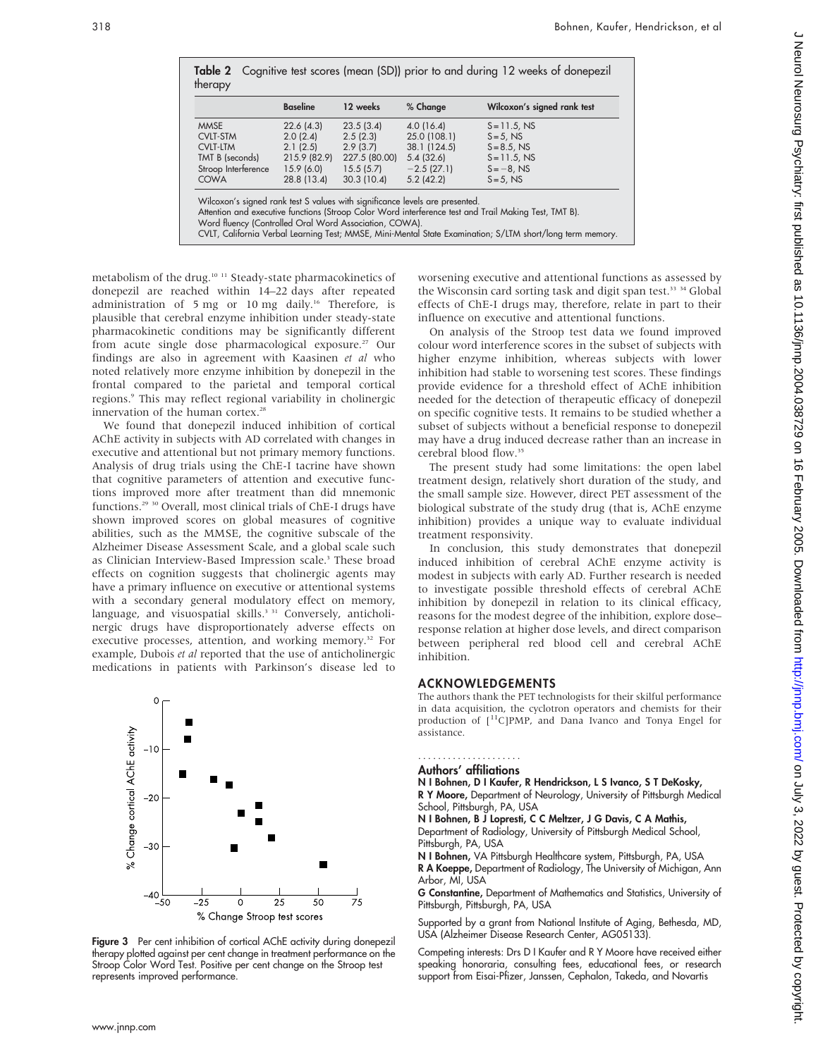**Table 2** Cognitive test scores (mean (SD)) prior to and during 12 weeks of donepezil therapy

| | Baseline | 12 weeks | % Change | Wilcoxon's signed rank test |
|---|---|---|---|---|
| MMSE | 22.6 (4.3) | 23.5 (3.4) | 4.0 (16.4) | S = 11.5, NS |
| CVLT-STM | 2.0 (2.4) | 2.5 (2.3) | 25.0 (108.1) | S = 5, NS |
| CVLT-LTM | 2.1 (2.5) | 2.9 (3.7) | 38.1 (124.5) | S = 8.5, NS |
| TMT B (seconds) | 215.9 (82.9) | 227.5 (80.00) | 5.4 (32.6) | S = 11.5, NS |
| Stroop Interference | 15.9 (6.0) | 15.5 (5.7) | −2.5 (27.1) | S = −8, NS |
| COWA | 28.8 (13.4) | 30.3 (10.4) | 5.2 (42.2) | S = 5, NS |

Wilcoxon's signed rank test S values with significance levels are presented.
Attention and executive functions (Stroop Color Word interference test and Trail Making Test, TMT B).
Word fluency (Controlled Oral Word Association, COWA).
CVLT, California Verbal Learning Test; MMSE, Mini-Mental State Examination; S/LTM short/long term memory.

metabolism of the drug.[10 11] Steady-state pharmacokinetics of donepezil are reached within 14–22 days after repeated administration of 5 mg or 10 mg daily.[16] Therefore, is plausible that cerebral enzyme inhibition under steady-state pharmacokinetic conditions may be significantly different from acute single dose pharmacological exposure.[27] Our findings are also in agreement with Kaasinen *et al* who noted relatively more enzyme inhibition by donepezil in the frontal compared to the parietal and temporal cortical regions.[9] This may reflect regional variability in cholinergic innervation of the human cortex.[28]

We found that donepezil induced inhibition of cortical AChE activity in subjects with AD correlated with changes in executive and attentional but not primary memory functions. Analysis of drug trials using the ChE-I tacrine have shown that cognitive parameters of attention and executive functions improved more after treatment than did mnemonic functions.[29 30] Overall, most clinical trials of ChE-I drugs have shown improved scores on global measures of cognitive abilities, such as the MMSE, the cognitive subscale of the Alzheimer Disease Assessment Scale, and a global scale such as Clinician Interview-Based Impression scale.[3] These broad effects on cognition suggests that cholinergic agents may have a primary influence on executive or attentional systems with a secondary general modulatory effect on memory, language, and visuospatial skills.[3 31] Conversely, anticholinergic drugs have disproportionately adverse effects on executive processes, attention, and working memory.[32] For example, Dubois *et al* reported that the use of anticholinergic medications in patients with Parkinson's disease led to worsening executive and attentional functions as assessed by the Wisconsin card sorting task and digit span test.[33 34] Global effects of ChE-I drugs may, therefore, relate in part to their influence on executive and attentional functions.

% Change cortical AChE activity
0
−10
−20
−30
−40
−50
−25
0
25
50
75
% Change Stroop test scores

**Figure 3** Per cent inhibition of cortical AChE activity during donepezil therapy plotted against per cent change in treatment performance on the Stroop Color Word Test. Positive per cent change on the Stroop test represents improved performance.

On analysis of the Stroop test data we found improved colour word interference scores in the subset of subjects with higher enzyme inhibition, whereas subjects with lower inhibition had stable to worsening test scores. These findings provide evidence for a threshold effect of AChE inhibition needed for the detection of therapeutic efficacy of donepezil on specific cognitive tests. It remains to be studied whether a subset of subjects without a beneficial response to donepezil may have a drug induced decrease rather than an increase in cerebral blood flow.[35]

The present study had some limitations: the open label treatment design, relatively short duration of the study, and the small sample size. However, direct PET assessment of the biological substrate of the study drug (that is, AChE enzyme inhibition) provides a unique way to evaluate individual treatment responsivity.

In conclusion, this study demonstrates that donepezil induced inhibition of cerebral AChE enzyme activity is modest in subjects with early AD. Further research is needed to investigate possible threshold effects of cerebral AChE inhibition by donepezil in relation to its clinical efficacy, reasons for the modest degree of the inhibition, explore dose–response relation at higher dose levels, and direct comparison between peripheral red blood cell and cerebral AChE inhibition.

## ACKNOWLEDGEMENTS

The authors thank the PET technologists for their skilful performance in data acquisition, the cyclotron operators and chemists for their production of [$^{11}$C]PMP, and Dana Ivanco and Tonya Engel for assistance.

### Authors' affiliations

**N I Bohnen, D I Kaufer, R Hendrickson, L S Ivanco, S T DeKosky, R Y Moore,** Department of Neurology, University of Pittsburgh Medical School, Pittsburgh, PA, USA

**N I Bohnen, B J Lopresti, C C Meltzer, J G Davis, C A Mathis,** Department of Radiology, University of Pittsburgh Medical School, Pittsburgh, PA, USA

**N I Bohnen,** VA Pittsburgh Healthcare system, Pittsburgh, PA, USA

**R A Koeppe,** Department of Radiology, The University of Michigan, Ann Arbor, MI, USA

**G Constantine,** Department of Mathematics and Statistics, University of Pittsburgh, Pittsburgh, PA, USA

Supported by a grant from National Institute of Aging, Bethesda, MD, USA (Alzheimer Disease Research Center, AG05133).

Competing interests: Drs D I Kaufer and R Y Moore have received either speaking honoraria, consulting fees, educational fees, or research support from Eisai-Pfizer, Janssen, Cephalon, Takeda, and Novartis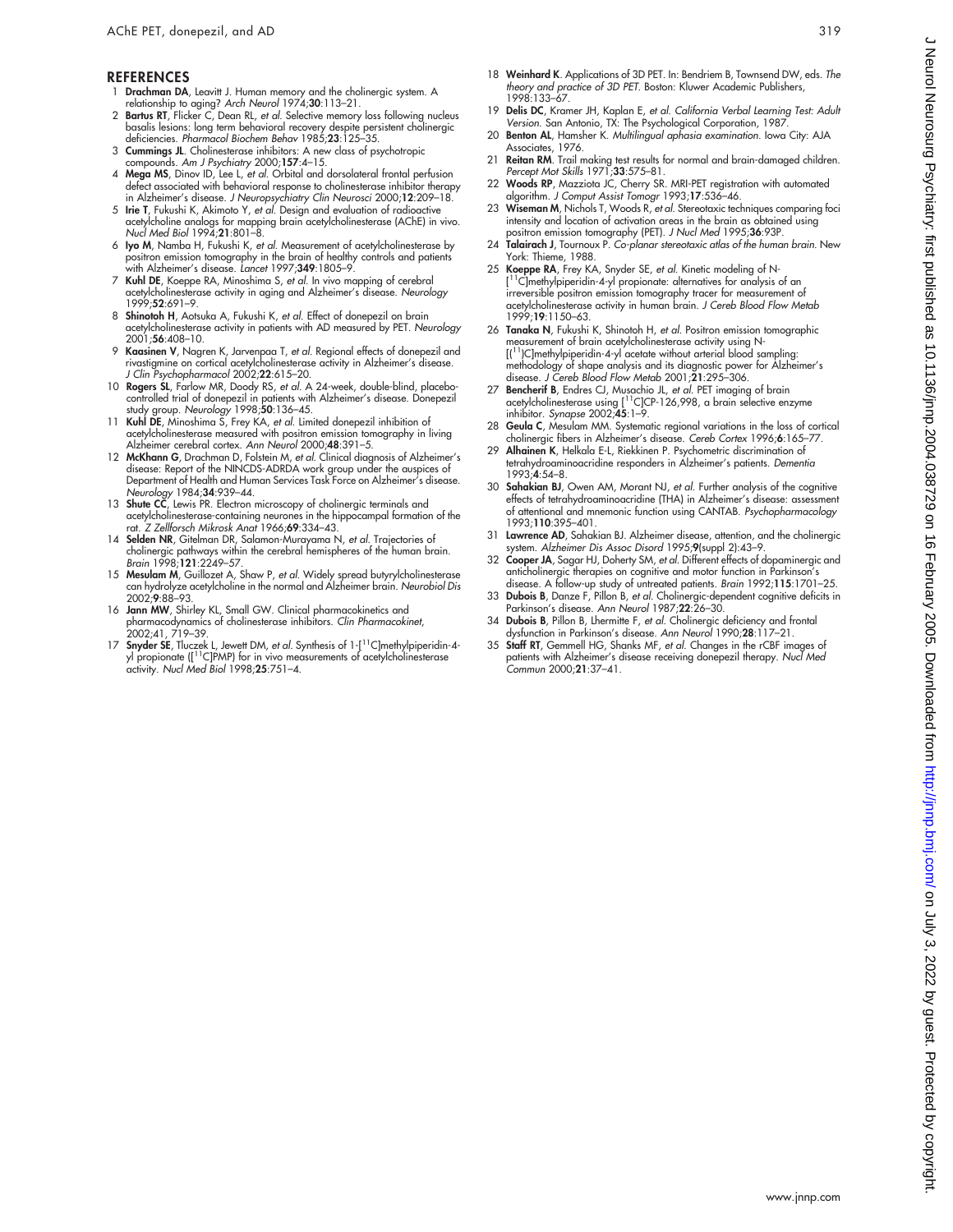## REFERENCES

1. **Drachman DA**, Leavitt J. Human memory and the cholinergic system. A relationship to aging? *Arch Neurol* 1974;**30**:113–21.
2. **Bartus RT**, Flicker C, Dean RL, *et al*. Selective memory loss following nucleus basalis lesions: long term behavioral recovery despite persistent cholinergic deficiencies. *Pharmacol Biochem Behav* 1985;**23**:125–35.
3. **Cummings JL**. Cholinesterase inhibitors: A new class of psychotropic compounds. *Am J Psychiatry* 2000;**157**:4–15.
4. **Mega MS**, Dinov ID, Lee L, *et al*. Orbital and dorsolateral frontal perfusion defect associated with behavioral response to cholinesterase inhibitor therapy in Alzheimer's disease. *J Neuropsychiatry Clin Neurosci* 2000;**12**:209–18.
5. **Irie T**, Fukushi K, Akimoto Y, *et al*. Design and evaluation of radioactive acetylcholine analogs for mapping brain acetylcholinesterase (AChE) in vivo. *Nucl Med Biol* 1994;**21**:801–8.
6. **Iyo M**, Namba H, Fukushi K, *et al*. Measurement of acetylcholinesterase by positron emission tomography in the brain of healthy controls and patients with Alzheimer's disease. *Lancet* 1997;**349**:1805–9.
7. **Kuhl DE**, Koeppe RA, Minoshima S, *et al*. In vivo mapping of cerebral acetylcholinesterase activity in aging and Alzheimer's disease. *Neurology* 1999;**52**:691–9.
8. **Shinotoh H**, Aotsuka A, Fukushi K, *et al*. Effect of donepezil on brain acetylcholinesterase activity in patients with AD measured by PET. *Neurology* 2001;**56**:408–10.
9. **Kaasinen V**, Nagren K, Jarvenpaa T, *et al*. Regional effects of donepezil and rivastigmine on cortical acetylcholinesterase activity in Alzheimer's disease. *J Clin Psychopharmacol* 2002;**22**:615–20.
10. **Rogers SL**, Farlow MR, Doody RS, *et al*. A 24-week, double-blind, placebo-controlled trial of donepezil in patients with Alzheimer's disease. Donepezil study group. *Neurology* 1998;**50**:136–45.
11. **Kuhl DE**, Minoshima S, Frey KA, *et al*. Limited donepezil inhibition of acetylcholinesterase measured with positron emission tomography in living Alzheimer cerebral cortex. *Ann Neurol* 2000;**48**:391–5.
12. **McKhann G**, Drachman D, Folstein M, *et al*. Clinical diagnosis of Alzheimer's disease: Report of the NINCDS-ADRDA work group under the auspices of Department of Health and Human Services Task Force on Alzheimer's disease. *Neurology* 1984;**34**:939–44.
13. **Shute CC**, Lewis PR. Electron microscopy of cholinergic terminals and acetylcholinesterase-containing neurones in the hippocampal formation of the rat. *Z Zellforsch Mikrosk Anat* 1966;**69**:334–43.
14. **Selden NR**, Gitelman DR, Salamon-Murayama N, *et al*. Trajectories of cholinergic pathways within the cerebral hemispheres of the human brain. *Brain* 1998;**121**:2249–57.
15. **Mesulam M**, Guillozet A, Shaw P, *et al*. Widely spread butyrylcholinesterase can hydrolyze acetylcholine in the normal and Alzheimer brain. *Neurobiol Dis* 2002;**9**:88–93.
16. **Jann MW**, Shirley KL, Small GW. Clinical pharmacokinetics and pharmacodynamics of cholinesterase inhibitors. *Clin Pharmacokinet*, 2002;41, 719–39.
17. **Snyder SE**, Tluczek L, Jewett DM, *et al*. Synthesis of 1-[$^{11}$C]methylpiperidin-4-yl propionate ([$^{11}$C]PMP) for in vivo measurements of acetylcholinesterase activity. *Nucl Med Biol* 1998;**25**:751–4.
18. **Weinhard K**. Applications of 3D PET. In: Bendriem B, Townsend DW, eds. *The theory and practice of 3D PET*. Boston: Kluwer Academic Publishers, 1998:133–67.
19. **Delis DC**, Kramer JH, Kaplan E, *et al*. *California Verbal Learning Test: Adult Version*. San Antonio, TX: The Psychological Corporation, 1987.
20. **Benton AL**, Hamsher K. *Multilingual aphasia examination*. Iowa City: AJA Associates, 1976.
21. **Reitan RM**. Trail making test results for normal and brain-damaged children. *Percept Mot Skills* 1971;**33**:575–81.
22. **Woods RP**, Mazziota JC, Cherry SR. MRI-PET registration with automated algorithm. *J Comput Assist Tomogr* 1993;**17**:536–46.
23. **Wiseman M**, Nichols T, Woods R, *et al*. Stereotaxic techniques comparing foci intensity and location of activation areas in the brain as obtained using positron emission tomography (PET). *J Nucl Med* 1995;**36**:93P.
24. **Talairach J**, Tournoux P. *Co-planar stereotaxic atlas of the human brain*. New York: Thieme, 1988.
25. **Koeppe RA**, Frey KA, Snyder SE, *et al*. Kinetic modeling of N-[$^{11}$C]methylpiperidin-4-yl propionate: alternatives for analysis of an irreversible positron emission tomography tracer for measurement of acetylcholinesterase activity in human brain. *J Cereb Blood Flow Metab* 1999;**19**:1150–63.
26. **Tanaka N**, Fukushi K, Shinotoh H, *et al*. Positron emission tomographic measurement of brain acetylcholinesterase activity using N-[($^{11}$)C]methylpiperidin-4-yl acetate without arterial blood sampling: methodology of shape analysis and its diagnostic power for Alzheimer's disease. *J Cereb Blood Flow Metab* 2001;**21**:295–306.
27. **Bencherif B**, Endres CJ, Musachio JL, *et al*. PET imaging of brain acetylcholinesterase using [$^{11}$C]CP-126,998, a brain selective enzyme inhibitor. *Synapse* 2002;**45**:1–9.
28. **Geula C**, Mesulam MM. Systematic regional variations in the loss of cortical cholinergic fibers in Alzheimer's disease. *Cereb Cortex* 1996;**6**:165–77.
29. **Alhainen K**, Helkala E-L, Riekkinen P. Psychometric discrimination of tetrahydroaminoacridine responders in Alzheimer's patients. *Dementia* 1993;**4**:54–8.
30. **Sahakian BJ**, Owen AM, Morant NJ, *et al*. Further analysis of the cognitive effects of tetrahydroaminoacridine (THA) in Alzheimer's disease: assessment of attentional and mnemonic function using CANTAB. *Psychopharmacology* 1993;**110**:395–401.
31. **Lawrence AD**, Sahakian BJ. Alzheimer disease, attention, and the cholinergic system. *Alzheimer Dis Assoc Disord* 1995;**9**(suppl 2):43–9.
32. **Cooper JA**, Sagar HJ, Doherty SM, *et al*. Different effects of dopaminergic and anticholinergic therapies on cognitive and motor function in Parkinson's disease. A follow-up study of untreated patients. *Brain* 1992;**115**:1701–25.
33. **Dubois B**, Danze F, Pillon B, *et al*. Cholinergic-dependent cognitive deficits in Parkinson's disease. *Ann Neurol* 1987;**22**:26–30.
34. **Dubois B**, Pillon B, Lhermitte F, *et al*. Cholinergic deficiency and frontal dysfunction in Parkinson's disease. *Ann Neurol* 1990;**28**:117–21.
35. **Staff RT**, Gemmell HG, Shanks MF, *et al*. Changes in the rCBF images of patients with Alzheimer's disease receiving donepezil therapy. *Nucl Med Commun* 2000;**21**:37–41.